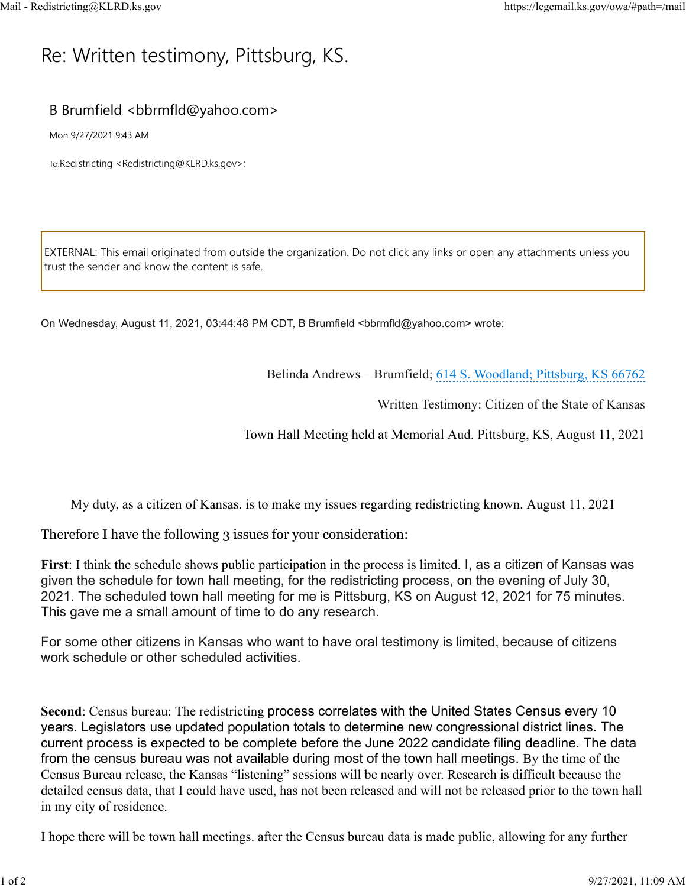# Re: Written testimony, Pittsburg, KS.

B Brumfield <bbrmfld@yahoo.com>

Mon 9/27/2021 9:43 AM

To: Redistricting <Redistricting@KLRD.ks.gov>;

EXTERNAL: This email originated from outside the organization. Do not click any links or open any attachments unless you trust the sender and know the content is safe.

On Wednesday, August 11, 2021, 03:44:48 PM CDT, B Brumfield <bbrmfld@yahoo.com> wrote:

Belinda Andrews – Brumfield; 614 S. Woodland; Pittsburg, KS 66762

Written Testimony: Citizen of the State of Kansas

Town Hall Meeting held at Memorial Aud. Pittsburg, KS, August 11, 2021

My duty, as a citizen of Kansas. is to make my issues regarding redistricting known. August 11, 2021

Therefore I have the following 3 issues for your consideration:

**First**: I think the schedule shows public participation in the process is limited. I, as a citizen of Kansas was given the schedule for town hall meeting, for the redistricting process, on the evening of July 30, 2021. The scheduled town hall meeting for me is Pittsburg, KS on August 12, 2021 for 75 minutes. This gave me a small amount of time to do any research.

For some other citizens in Kansas who want to have oral testimony is limited, because of citizens work schedule or other scheduled activities.

**Second**: Census bureau: The redistricting process correlates with the United States Census every 10 years. Legislators use updated population totals to determine new congressional district lines. The current process is expected to be complete before the June 2022 candidate filing deadline. The data from the census bureau was not available during most of the town hall meetings. By the time of the Census Bureau release, the Kansas "listening" sessions will be nearly over. Research is difficult because the detailed census data, that I could have used, has not been released and will not be released prior to the town hall in my city of residence.

I hope there will be town hall meetings. after the Census bureau data is made public, allowing for any further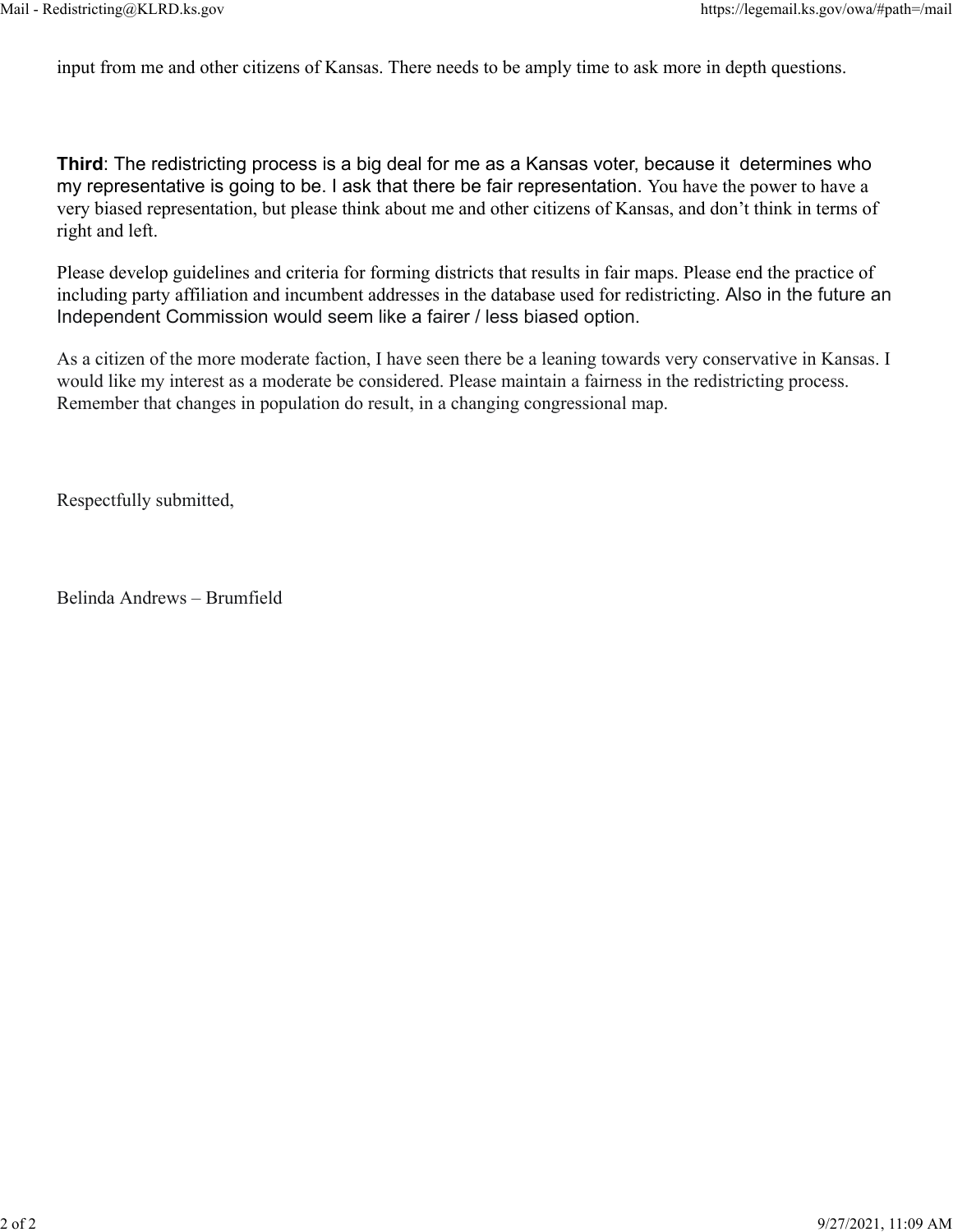input from me and other citizens of Kansas. There needs to be amply time to ask more in depth questions.

**Third**: The redistricting process is a big deal for me as a Kansas voter, because it determines who my representative is going to be. I ask that there be fair representation. You have the power to have a very biased representation, but please think about me and other citizens of Kansas, and don't think in terms of right and left.

Please develop guidelines and criteria for forming districts that results in fair maps. Please end the practice of including party affiliation and incumbent addresses in the database used for redistricting. Also in the future an Independent Commission would seem like a fairer / less biased option.

As a citizen of the more moderate faction, I have seen there be a leaning towards very conservative in Kansas. I would like my interest as a moderate be considered. Please maintain a fairness in the redistricting process. Remember that changes in population do result, in a changing congressional map.

Respectfully submitted,

Belinda Andrews – Brumfield